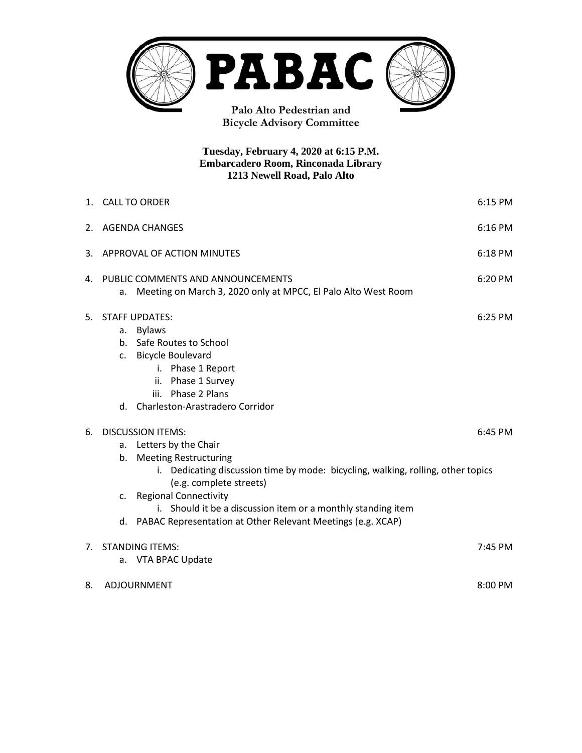# PABAC

**Palo Alto Pedestrian and Bicycle Advisory Committee**

**Tuesday, February 4, 2020 at 6:15 P.M.**
**Embarcadero Room, Rinconada Library**
**1213 Newell Road, Palo Alto**

1. CALL TO ORDER — 6:15 PM

2. AGENDA CHANGES — 6:16 PM

3. APPROVAL OF ACTION MINUTES — 6:18 PM

4. PUBLIC COMMENTS AND ANNOUNCEMENTS — 6:20 PM
   a. Meeting on March 3, 2020 only at MPCC, El Palo Alto West Room

5. STAFF UPDATES: — 6:25 PM
   a. Bylaws
   b. Safe Routes to School
   c. Bicycle Boulevard
      i. Phase 1 Report
      ii. Phase 1 Survey
      iii. Phase 2 Plans
   d. Charleston-Arastradero Corridor

6. DISCUSSION ITEMS: — 6:45 PM
   a. Letters by the Chair
   b. Meeting Restructuring
      i. Dedicating discussion time by mode: bicycling, walking, rolling, other topics (e.g. complete streets)
   c. Regional Connectivity
      i. Should it be a discussion item or a monthly standing item
   d. PABAC Representation at Other Relevant Meetings (e.g. XCAP)

7. STANDING ITEMS: — 7:45 PM
   a. VTA BPAC Update

8. ADJOURNMENT — 8:00 PM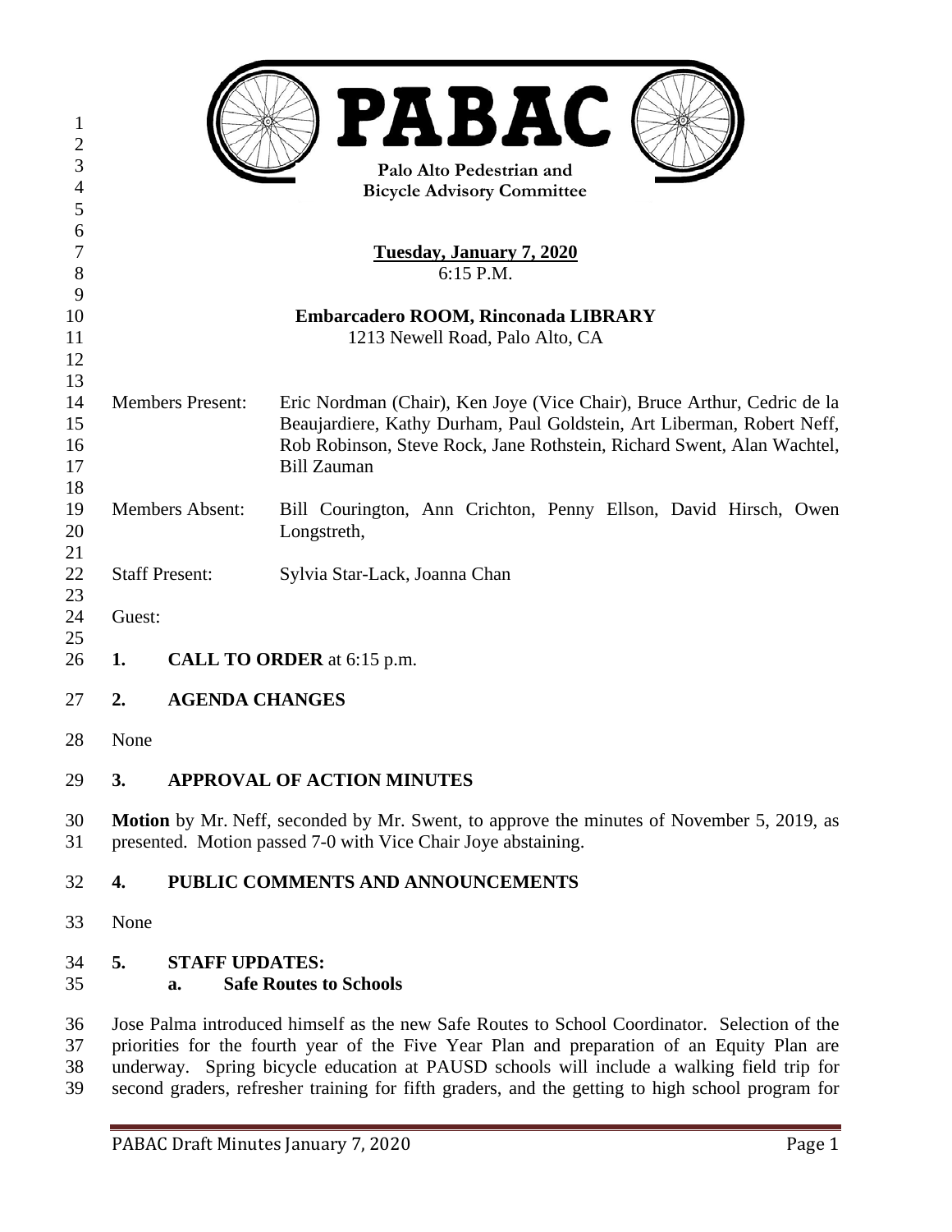# PABAC

Palo Alto Pedestrian and
Bicycle Advisory Committee

**Tuesday, January 7, 2020**
6:15 P.M.

**Embarcadero ROOM, Rinconada LIBRARY**
1213 Newell Road, Palo Alto, CA

Members Present: Eric Nordman (Chair), Ken Joye (Vice Chair), Bruce Arthur, Cedric de la Beaujardiere, Kathy Durham, Paul Goldstein, Art Liberman, Robert Neff, Rob Robinson, Steve Rock, Jane Rothstein, Richard Swent, Alan Wachtel, Bill Zauman

Members Absent: Bill Courington, Ann Crichton, Penny Ellson, David Hirsch, Owen Longstreth,

Staff Present: Sylvia Star-Lack, Joanna Chan

Guest:

**1. CALL TO ORDER** at 6:15 p.m.

**2. AGENDA CHANGES**

None

**3. APPROVAL OF ACTION MINUTES**

**Motion** by Mr. Neff, seconded by Mr. Swent, to approve the minutes of November 5, 2019, as presented. Motion passed 7-0 with Vice Chair Joye abstaining.

**4. PUBLIC COMMENTS AND ANNOUNCEMENTS**

None

**5. STAFF UPDATES:**

**a. Safe Routes to Schools**

Jose Palma introduced himself as the new Safe Routes to School Coordinator. Selection of the priorities for the fourth year of the Five Year Plan and preparation of an Equity Plan are underway. Spring bicycle education at PAUSD schools will include a walking field trip for second graders, refresher training for fifth graders, and the getting to high school program for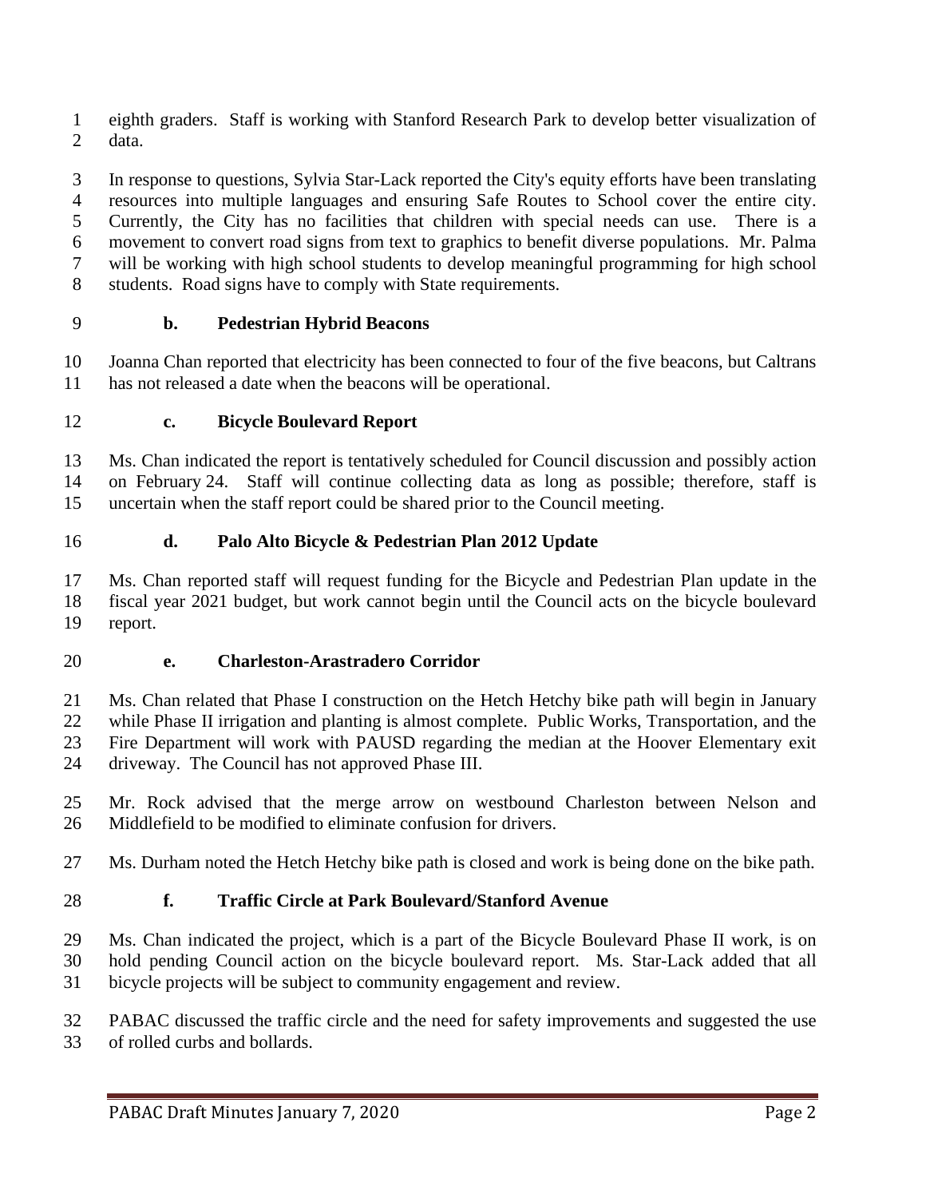eighth graders. Staff is working with Stanford Research Park to develop better visualization of data.

In response to questions, Sylvia Star-Lack reported the City's equity efforts have been translating resources into multiple languages and ensuring Safe Routes to School cover the entire city. Currently, the City has no facilities that children with special needs can use. There is a movement to convert road signs from text to graphics to benefit diverse populations. Mr. Palma will be working with high school students to develop meaningful programming for high school students. Road signs have to comply with State requirements.

**b. Pedestrian Hybrid Beacons**

Joanna Chan reported that electricity has been connected to four of the five beacons, but Caltrans has not released a date when the beacons will be operational.

**c. Bicycle Boulevard Report**

Ms. Chan indicated the report is tentatively scheduled for Council discussion and possibly action on February 24. Staff will continue collecting data as long as possible; therefore, staff is uncertain when the staff report could be shared prior to the Council meeting.

**d. Palo Alto Bicycle & Pedestrian Plan 2012 Update**

Ms. Chan reported staff will request funding for the Bicycle and Pedestrian Plan update in the fiscal year 2021 budget, but work cannot begin until the Council acts on the bicycle boulevard report.

**e. Charleston-Arastradero Corridor**

Ms. Chan related that Phase I construction on the Hetch Hetchy bike path will begin in January while Phase II irrigation and planting is almost complete. Public Works, Transportation, and the Fire Department will work with PAUSD regarding the median at the Hoover Elementary exit driveway. The Council has not approved Phase III.

Mr. Rock advised that the merge arrow on westbound Charleston between Nelson and Middlefield to be modified to eliminate confusion for drivers.

Ms. Durham noted the Hetch Hetchy bike path is closed and work is being done on the bike path.

**f. Traffic Circle at Park Boulevard/Stanford Avenue**

Ms. Chan indicated the project, which is a part of the Bicycle Boulevard Phase II work, is on hold pending Council action on the bicycle boulevard report. Ms. Star-Lack added that all bicycle projects will be subject to community engagement and review.

PABAC discussed the traffic circle and the need for safety improvements and suggested the use of rolled curbs and bollards.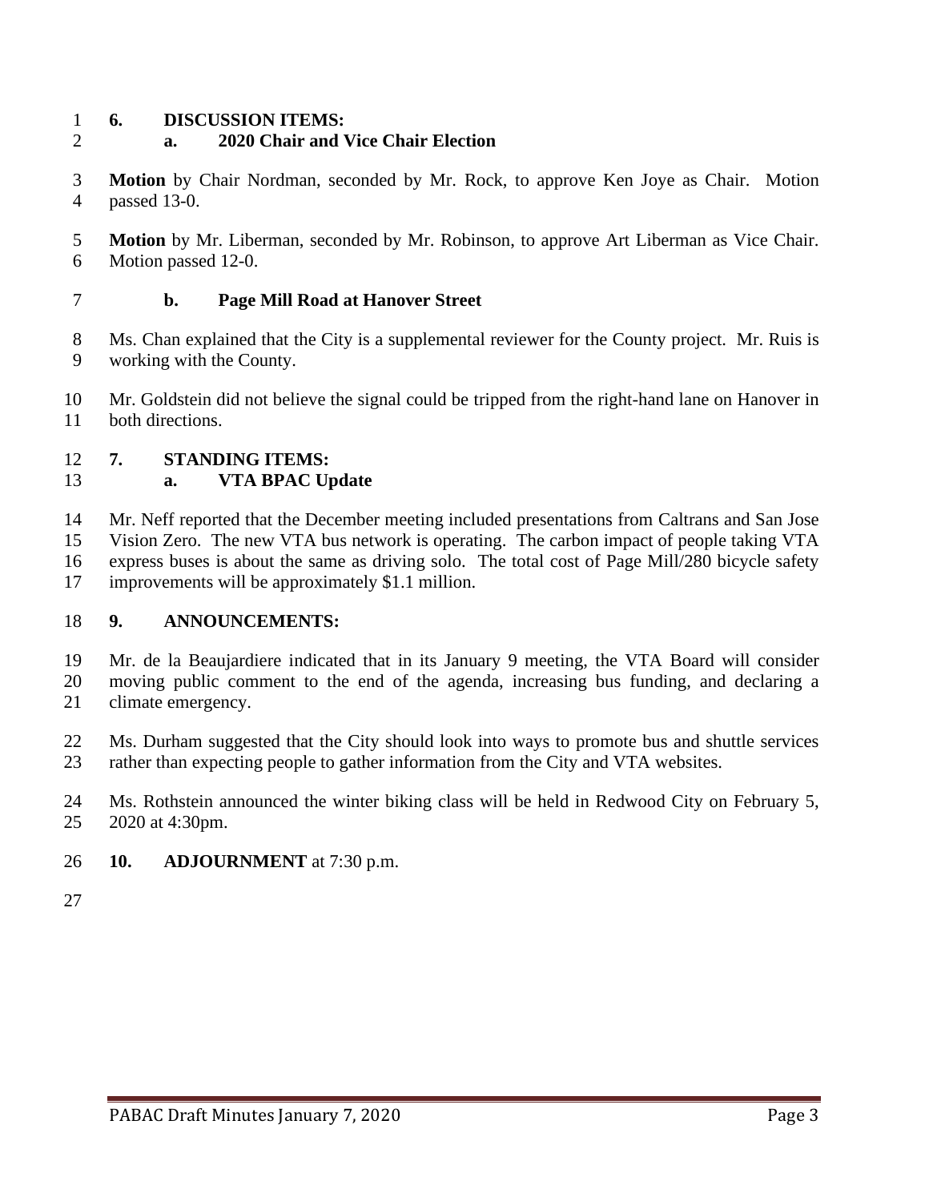**6. DISCUSSION ITEMS:**

**a. 2020 Chair and Vice Chair Election**

**Motion** by Chair Nordman, seconded by Mr. Rock, to approve Ken Joye as Chair. Motion passed 13-0.

**Motion** by Mr. Liberman, seconded by Mr. Robinson, to approve Art Liberman as Vice Chair. Motion passed 12-0.

**b. Page Mill Road at Hanover Street**

Ms. Chan explained that the City is a supplemental reviewer for the County project. Mr. Ruis is working with the County.

Mr. Goldstein did not believe the signal could be tripped from the right-hand lane on Hanover in both directions.

**7. STANDING ITEMS:**

**a. VTA BPAC Update**

Mr. Neff reported that the December meeting included presentations from Caltrans and San Jose Vision Zero. The new VTA bus network is operating. The carbon impact of people taking VTA express buses is about the same as driving solo. The total cost of Page Mill/280 bicycle safety improvements will be approximately $1.1 million.

**9. ANNOUNCEMENTS:**

Mr. de la Beaujardiere indicated that in its January 9 meeting, the VTA Board will consider moving public comment to the end of the agenda, increasing bus funding, and declaring a climate emergency.

Ms. Durham suggested that the City should look into ways to promote bus and shuttle services rather than expecting people to gather information from the City and VTA websites.

Ms. Rothstein announced the winter biking class will be held in Redwood City on February 5, 2020 at 4:30pm.

**10. ADJOURNMENT** at 7:30 p.m.